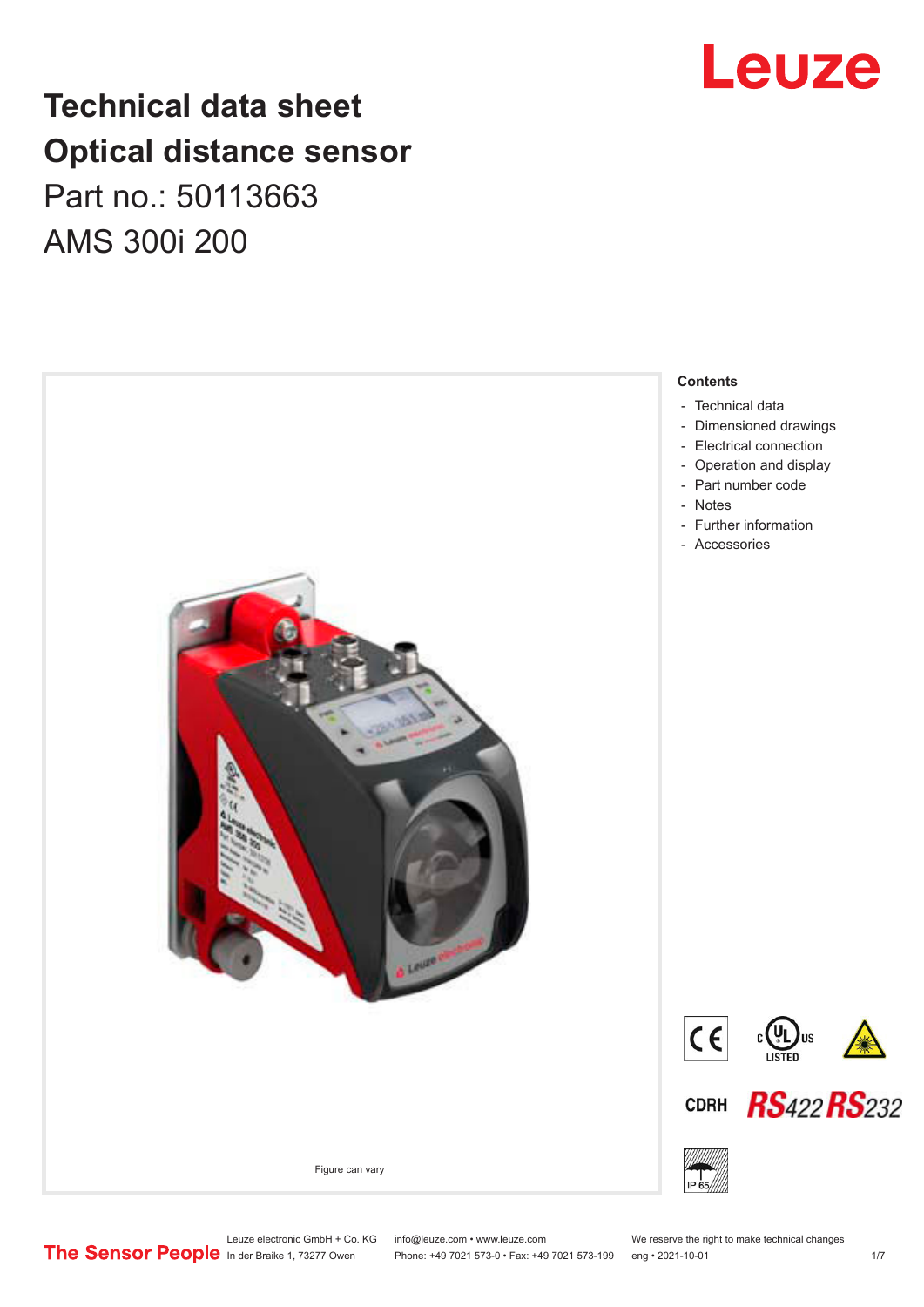# Technical data sheet
# Optical distance sensor

Part no.: 50113663

AMS 300i 200

Figure can vary

**Contents**

- Technical data
- Dimensioned drawings
- Electrical connection
- Operation and display
- Part number code
- Notes
- Further information
- Accessories

Leuze electronic GmbH + Co. KG
In der Braike 1, 73277 Owen

info@leuze.com • www.leuze.com
Phone: +49 7021 573-0 • Fax: +49 7021 573-199

We reserve the right to make technical changes
eng • 2021-10-01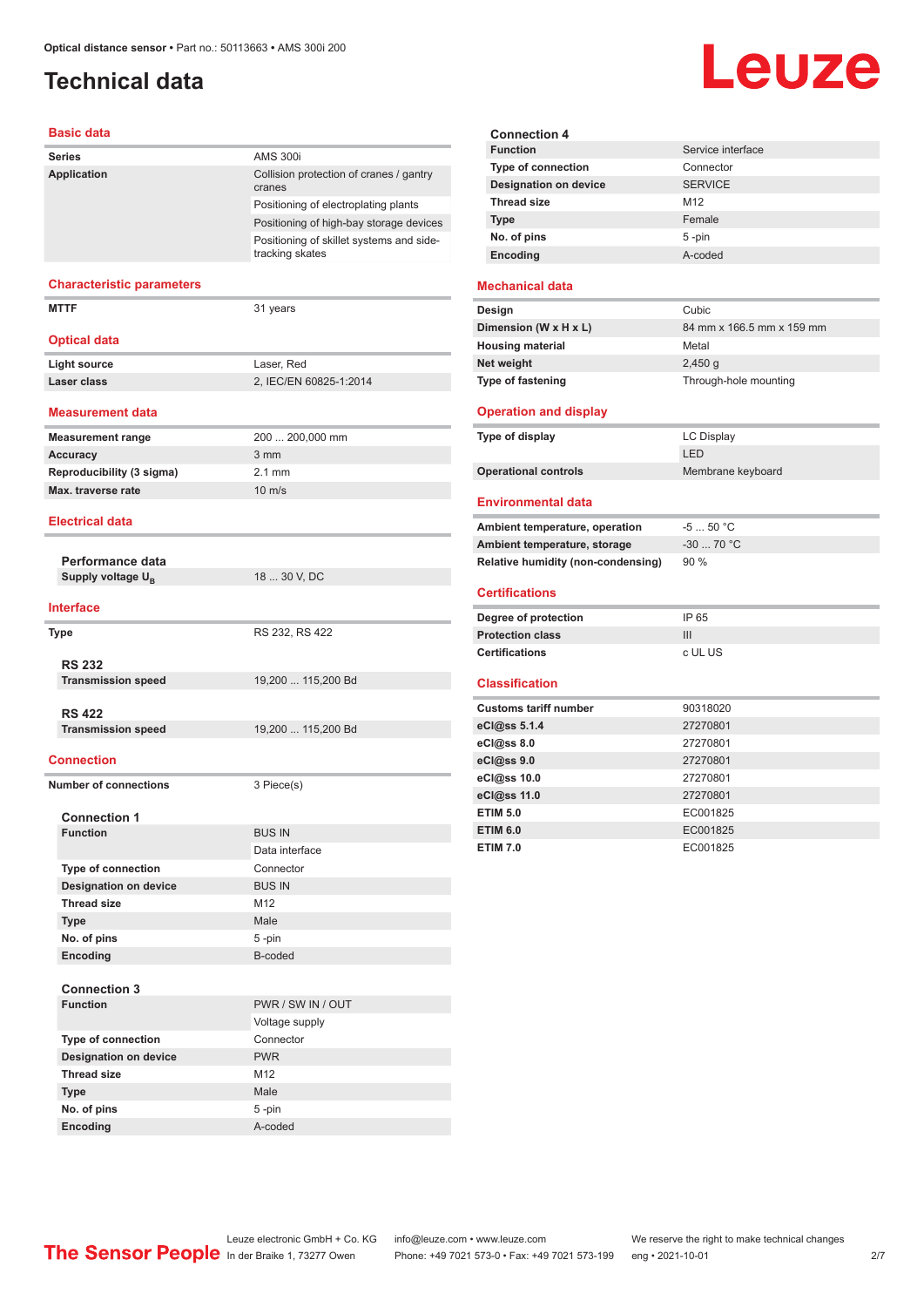# Technical data

## Basic data

| | |
|---|---|
| **Series** | AMS 300i |
| **Application** | Collision protection of cranes / gantry cranes |
| | Positioning of electroplating plants |
| | Positioning of high-bay storage devices |
| | Positioning of skillet systems and side-tracking skates |

## Characteristic parameters

| | |
|---|---|
| **MTTF** | 31 years |

## Optical data

| | |
|---|---|
| **Light source** | Laser, Red |
| **Laser class** | 2, IEC/EN 60825-1:2014 |

## Measurement data

| | |
|---|---|
| **Measurement range** | 200 ... 200,000 mm |
| **Accuracy** | 3 mm |
| **Reproducibility (3 sigma)** | 2.1 mm |
| **Max. traverse rate** | 10 m/s |

## Electrical data

### Performance data

| | |
|---|---|
| **Supply voltage $U_B$** | 18 ... 30 V, DC |

## Interface

| | |
|---|---|
| **Type** | RS 232, RS 422 |

### RS 232

| | |
|---|---|
| **Transmission speed** | 19,200 ... 115,200 Bd |

### RS 422

| | |
|---|---|
| **Transmission speed** | 19,200 ... 115,200 Bd |

## Connection

| | |
|---|---|
| **Number of connections** | 3 Piece(s) |

### Connection 1

| | |
|---|---|
| **Function** | BUS IN |
| | Data interface |
| **Type of connection** | Connector |
| **Designation on device** | BUS IN |
| **Thread size** | M12 |
| **Type** | Male |
| **No. of pins** | 5 -pin |
| **Encoding** | B-coded |

### Connection 3

| | |
|---|---|
| **Function** | PWR / SW IN / OUT |
| | Voltage supply |
| **Type of connection** | Connector |
| **Designation on device** | PWR |
| **Thread size** | M12 |
| **Type** | Male |
| **No. of pins** | 5 -pin |
| **Encoding** | A-coded |

### Connection 4

| | |
|---|---|
| **Function** | Service interface |
| **Type of connection** | Connector |
| **Designation on device** | SERVICE |
| **Thread size** | M12 |
| **Type** | Female |
| **No. of pins** | 5 -pin |
| **Encoding** | A-coded |

## Mechanical data

| | |
|---|---|
| **Design** | Cubic |
| **Dimension (W x H x L)** | 84 mm x 166.5 mm x 159 mm |
| **Housing material** | Metal |
| **Net weight** | 2,450 g |
| **Type of fastening** | Through-hole mounting |

## Operation and display

| | |
|---|---|
| **Type of display** | LC Display |
| | LED |
| **Operational controls** | Membrane keyboard |

## Environmental data

| | |
|---|---|
| **Ambient temperature, operation** | -5 ... 50 °C |
| **Ambient temperature, storage** | -30 ... 70 °C |
| **Relative humidity (non-condensing)** | 90 % |

## Certifications

| | |
|---|---|
| **Degree of protection** | IP 65 |
| **Protection class** | III |
| **Certifications** | c UL US |

## Classification

| | |
|---|---|
| **Customs tariff number** | 90318020 |
| **eCl@ss 5.1.4** | 27270801 |
| **eCl@ss 8.0** | 27270801 |
| **eCl@ss 9.0** | 27270801 |
| **eCl@ss 10.0** | 27270801 |
| **eCl@ss 11.0** | 27270801 |
| **ETIM 5.0** | EC001825 |
| **ETIM 6.0** | EC001825 |
| **ETIM 7.0** | EC001825 |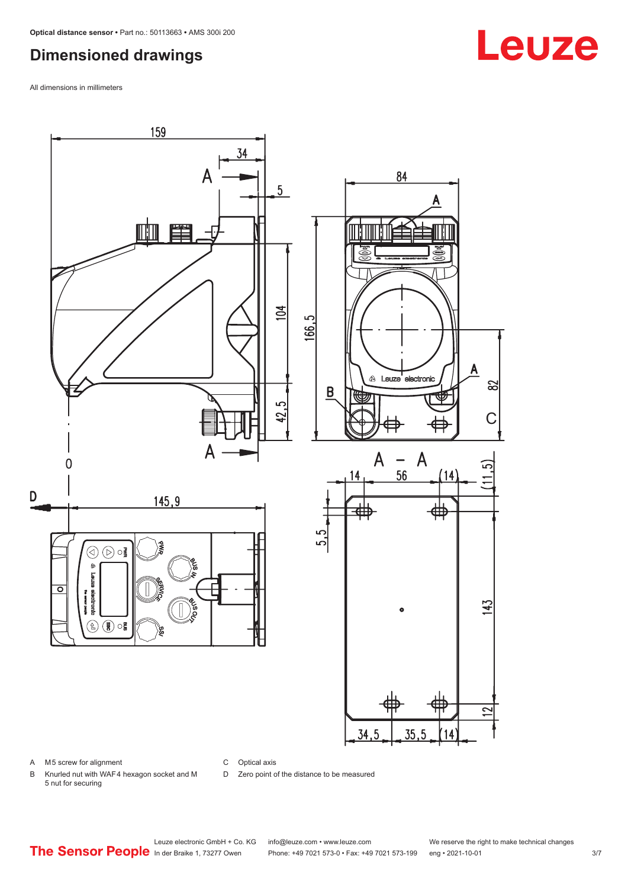## Dimensioned drawings

All dimensions in millimeters

A M5 screw for alignment

B Knurled nut with WAF4 hexagon socket and M 5 nut for securing

C Optical axis

D Zero point of the distance to be measured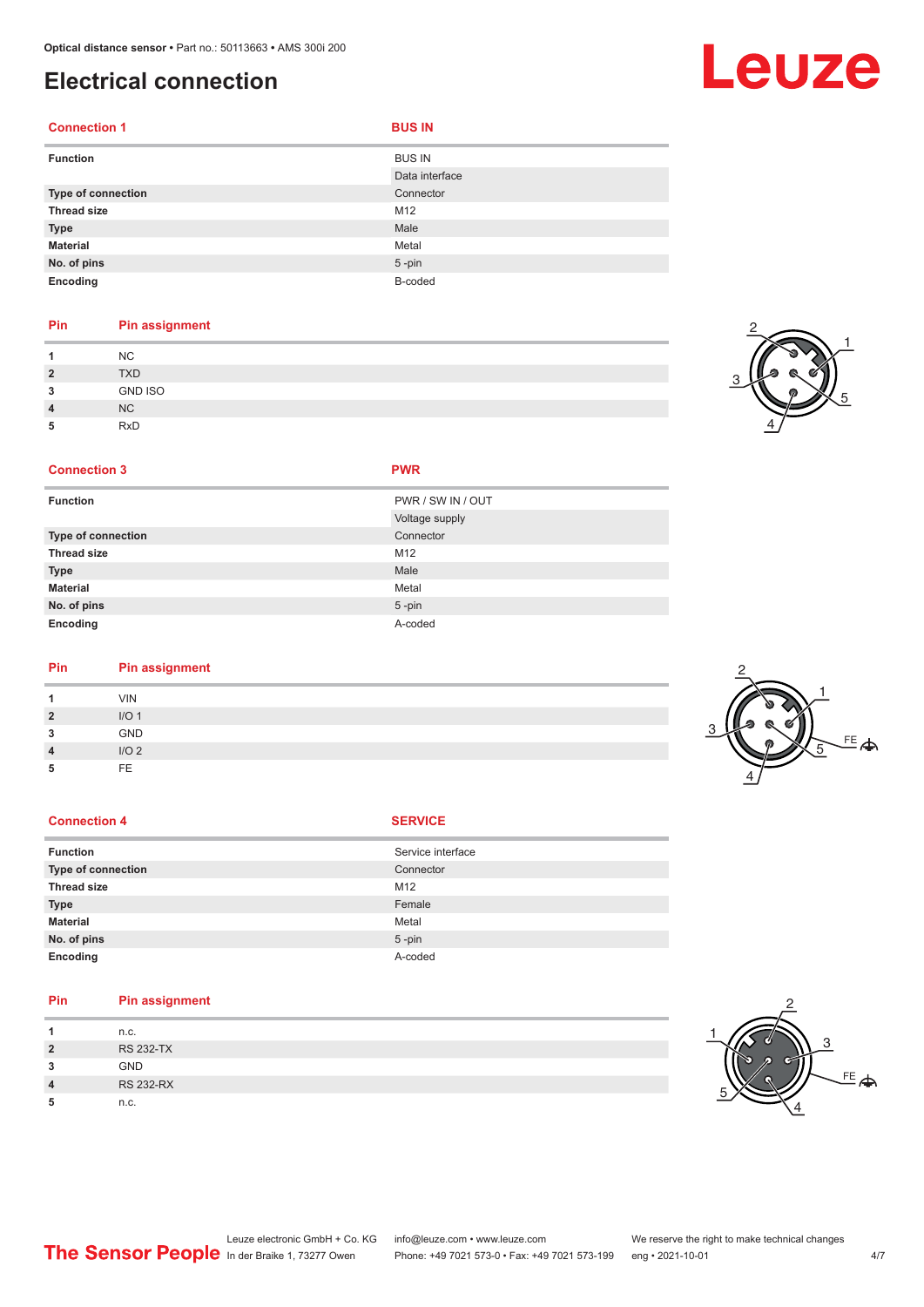# Electrical connection

| Connection 1 | BUS IN |
|---|---|
| Function | BUS IN<br>Data interface |
| Type of connection | Connector |
| Thread size | M12 |
| Type | Male |
| Material | Metal |
| No. of pins | 5 -pin |
| Encoding | B-coded |

| Pin | Pin assignment |
|---|---|
| 1 | NC |
| 2 | TXD |
| 3 | GND ISO |
| 4 | NC |
| 5 | RxD |

| Connection 3 | PWR |
|---|---|
| Function | PWR / SW IN / OUT<br>Voltage supply |
| Type of connection | Connector |
| Thread size | M12 |
| Type | Male |
| Material | Metal |
| No. of pins | 5 -pin |
| Encoding | A-coded |

| Pin | Pin assignment |
|---|---|
| 1 | VIN |
| 2 | I/O 1 |
| 3 | GND |
| 4 | I/O 2 |
| 5 | FE |

| Connection 4 | SERVICE |
|---|---|
| Function | Service interface |
| Type of connection | Connector |
| Thread size | M12 |
| Type | Female |
| Material | Metal |
| No. of pins | 5 -pin |
| Encoding | A-coded |

| Pin | Pin assignment |
|---|---|
| 1 | n.c. |
| 2 | RS 232-TX |
| 3 | GND |
| 4 | RS 232-RX |
| 5 | n.c. |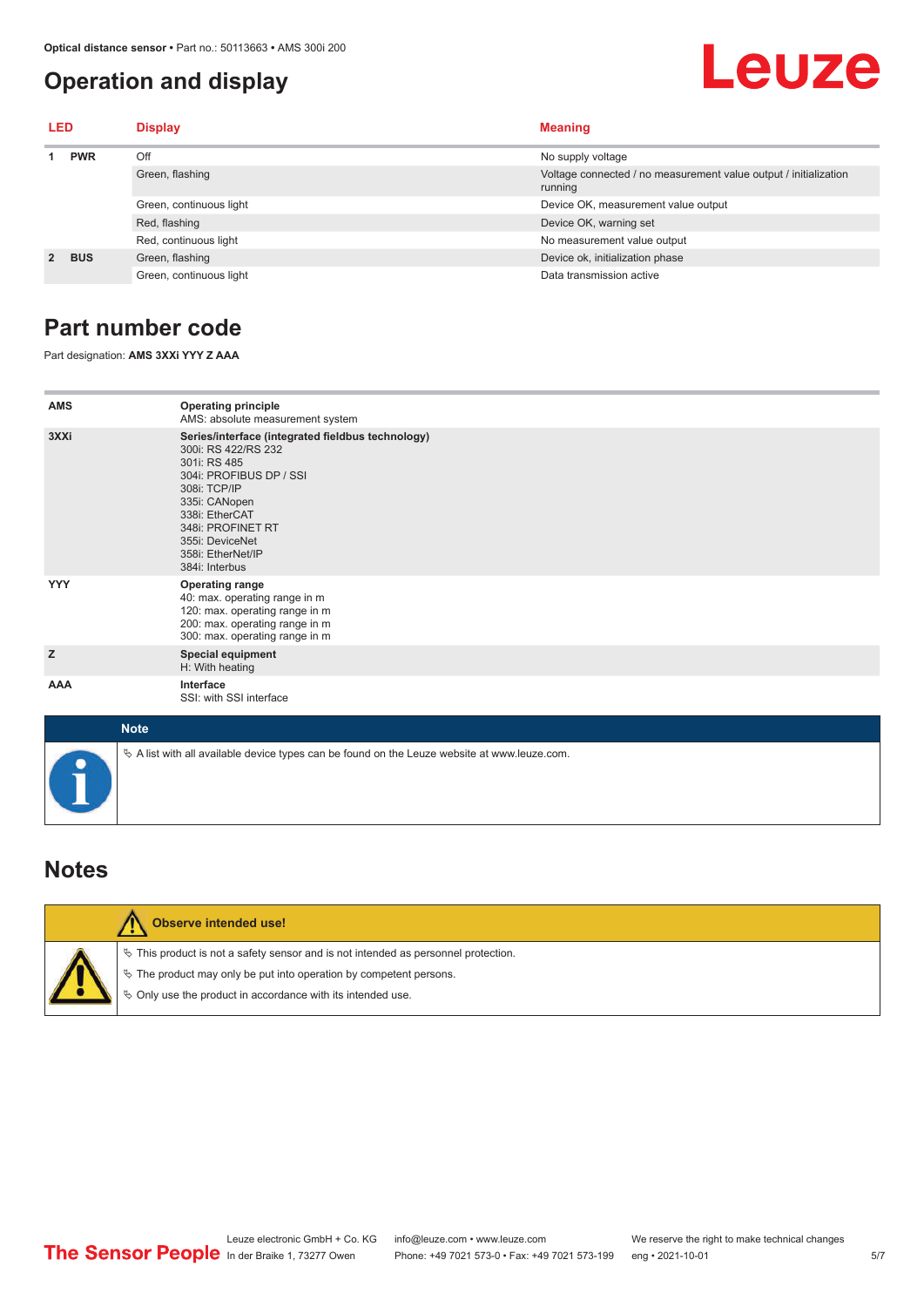## Operation and display

| LED | | Display | Meaning |
|---|---|---|---|
| 1 | PWR | Off | No supply voltage |
| | | Green, flashing | Voltage connected / no measurement value output / initialization running |
| | | Green, continuous light | Device OK, measurement value output |
| | | Red, flashing | Device OK, warning set |
| | | Red, continuous light | No measurement value output |
| 2 | BUS | Green, flashing | Device ok, initialization phase |
| | | Green, continuous light | Data transmission active |

## Part number code

Part designation: **AMS 3XXi YYY Z AAA**

| | |
|---|---|
| **AMS** | **Operating principle**<br>AMS: absolute measurement system |
| **3XXi** | **Series/interface (integrated fieldbus technology)**<br>300i: RS 422/RS 232<br>301i: RS 485<br>304i: PROFIBUS DP / SSI<br>308i: TCP/IP<br>335i: CANopen<br>338i: EtherCAT<br>348i: PROFINET RT<br>355i: DeviceNet<br>358i: EtherNet/IP<br>384i: Interbus |
| **YYY** | **Operating range**<br>40: max. operating range in m<br>120: max. operating range in m<br>200: max. operating range in m<br>300: max. operating range in m |
| **Z** | **Special equipment**<br>H: With heating |
| **AAA** | **Interface**<br>SSI: with SSI interface |

**Note**

- A list with all available device types can be found on the Leuze website at www.leuze.com.

## Notes

**Observe intended use!**

- This product is not a safety sensor and is not intended as personnel protection.
- The product may only be put into operation by competent persons.
- Only use the product in accordance with its intended use.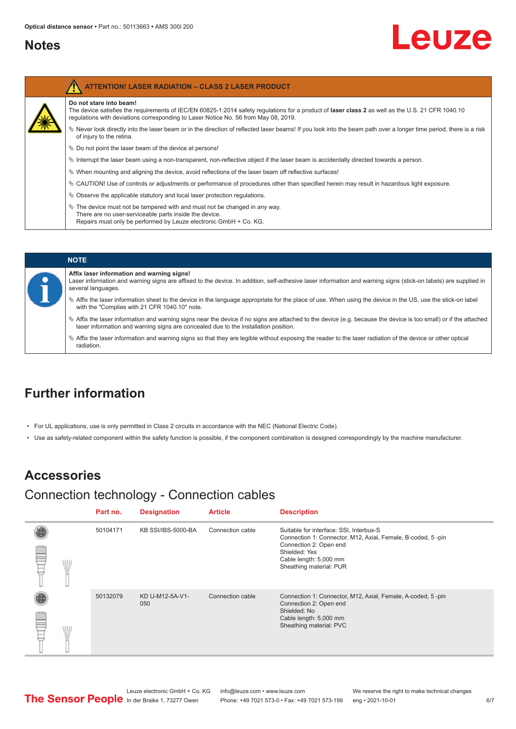# Notes

**ATTENTION! LASER RADIATION – CLASS 2 LASER PRODUCT**

**Do not stare into beam!**

The device satisfies the requirements of IEC/EN 60825-1:2014 safety regulations for a product of **laser class 2** as well as the U.S. 21 CFR 1040.10 regulations with deviations corresponding to Laser Notice No. 56 from May 08, 2019.

- ↳ Never look directly into the laser beam or in the direction of reflected laser beams! If you look into the beam path over a longer time period, there is a risk of injury to the retina.
- ↳ Do not point the laser beam of the device at persons!
- ↳ Interrupt the laser beam using a non-transparent, non-reflective object if the laser beam is accidentally directed towards a person.
- ↳ When mounting and aligning the device, avoid reflections of the laser beam off reflective surfaces!
- ↳ CAUTION! Use of controls or adjustments or performance of procedures other than specified herein may result in hazardous light exposure.
- ↳ Observe the applicable statutory and local laser protection regulations.
- ↳ The device must not be tampered with and must not be changed in any way.
  There are no user-serviceable parts inside the device.
  Repairs must only be performed by Leuze electronic GmbH + Co. KG.

**NOTE**

**Affix laser information and warning signs!**

Laser information and warning signs are affixed to the device. In addition, self-adhesive laser information and warning signs (stick-on labels) are supplied in several languages.

- ↳ Affix the laser information sheet to the device in the language appropriate for the place of use. When using the device in the US, use the stick-on label with the "Complies with 21 CFR 1040.10" note.
- ↳ Affix the laser information and warning signs near the device if no signs are attached to the device (e.g. because the device is too small) or if the attached laser information and warning signs are concealed due to the installation position.
- ↳ Affix the laser information and warning signs so that they are legible without exposing the reader to the laser radiation of the device or other optical radiation.

# Further information

- For UL applications, use is only permitted in Class 2 circuits in accordance with the NEC (National Electric Code).
- Use as safety-related component within the safety function is possible, if the component combination is designed correspondingly by the machine manufacturer.

# Accessories

## Connection technology - Connection cables

| Part no. | Designation | Article | Description |
|---|---|---|---|
| 50104171 | KB SSI/IBS-5000-BA | Connection cable | Suitable for interface: SSI, Interbus-S<br>Connection 1: Connector, M12, Axial, Female, B-coded, 5 -pin<br>Connection 2: Open end<br>Shielded: Yes<br>Cable length: 5,000 mm<br>Sheathing material: PUR |
| 50132079 | KD U-M12-5A-V1-050 | Connection cable | Connection 1: Connector, M12, Axial, Female, A-coded, 5 -pin<br>Connection 2: Open end<br>Shielded: No<br>Cable length: 5,000 mm<br>Sheathing material: PVC |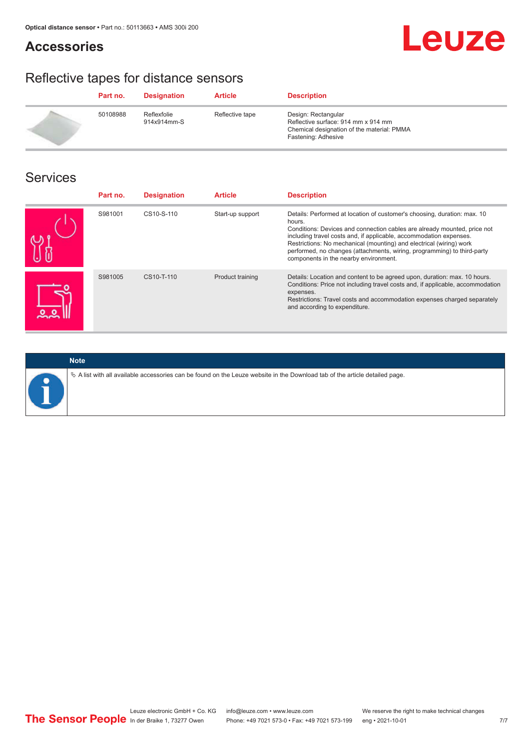## Accessories

### Reflective tapes for distance sensors

| | Part no. | Designation | Article | Description |
|---|---|---|---|---|
| | 50108988 | Reflexfolie 914x914mm-S | Reflective tape | Design: Rectangular<br>Reflective surface: 914 mm x 914 mm<br>Chemical designation of the material: PMMA<br>Fastening: Adhesive |

### Services

| | Part no. | Designation | Article | Description |
|---|---|---|---|---|
| | S981001 | CS10-S-110 | Start-up support | Details: Performed at location of customer's choosing, duration: max. 10 hours.<br>Conditions: Devices and connection cables are already mounted, price not including travel costs and, if applicable, accommodation expenses.<br>Restrictions: No mechanical (mounting) and electrical (wiring) work performed, no changes (attachments, wiring, programming) to third-party components in the nearby environment. |
| | S981005 | CS10-T-110 | Product training | Details: Location and content to be agreed upon, duration: max. 10 hours.<br>Conditions: Price not including travel costs and, if applicable, accommodation expenses.<br>Restrictions: Travel costs and accommodation expenses charged separately and according to expenditure. |

**Note**

↳ A list with all available accessories can be found on the Leuze website in the Download tab of the article detailed page.